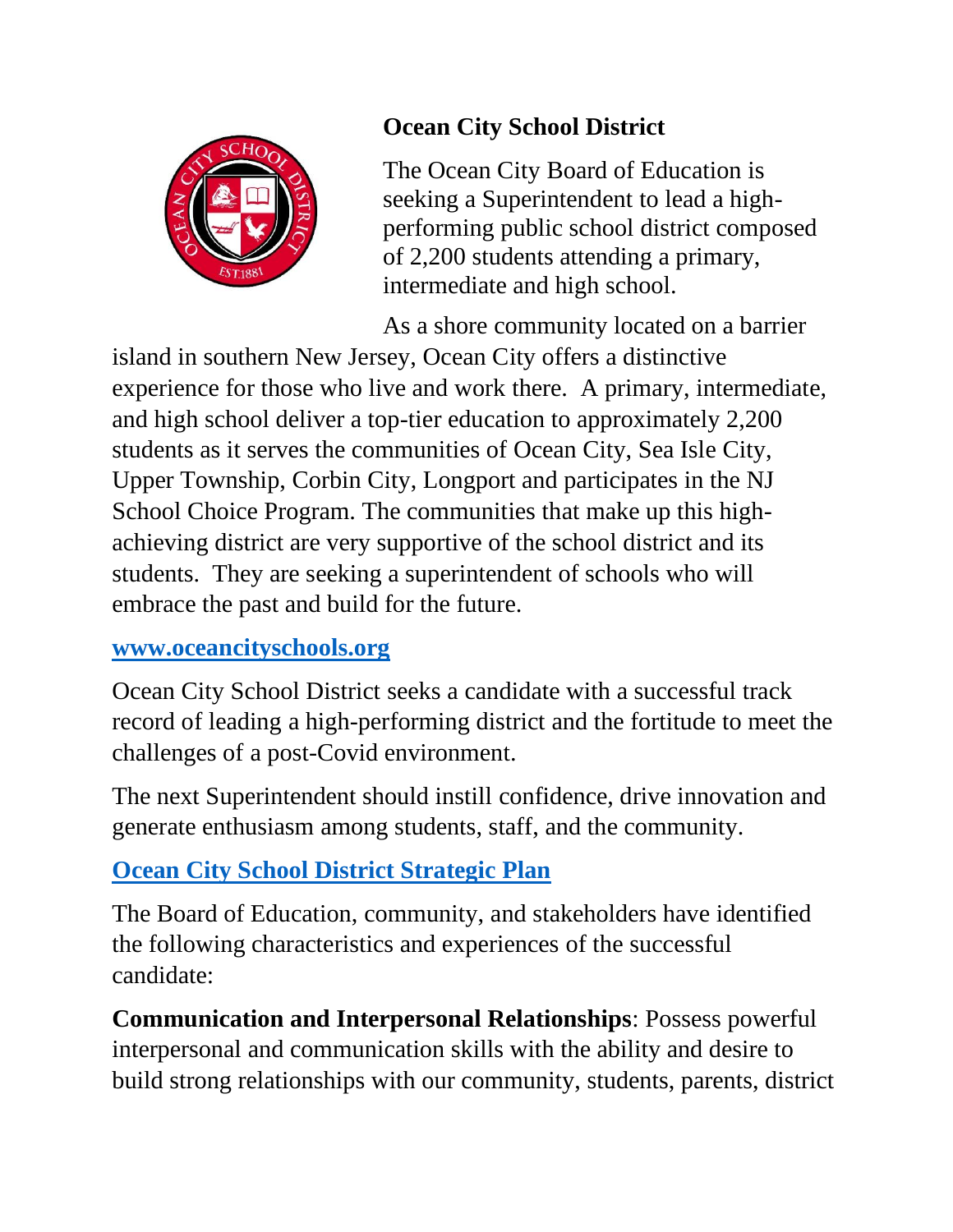## Ocean City School District

The Ocean City Board of Education is seeking a Superintendent to lead a high-performing public school district composed of 2,200 students attending a primary, intermediate and high school.

As a shore community located on a barrier island in southern New Jersey, Ocean City offers a distinctive experience for those who live and work there. A primary, intermediate, and high school deliver a top-tier education to approximately 2,200 students as it serves the communities of Ocean City, Sea Isle City, Upper Township, Corbin City, Longport and participates in the NJ School Choice Program. The communities that make up this high-achieving district are very supportive of the school district and its students. They are seeking a superintendent of schools who will embrace the past and build for the future.

**[www.oceancityschools.org](http://www.oceancityschools.org)**

Ocean City School District seeks a candidate with a successful track record of leading a high-performing district and the fortitude to meet the challenges of a post-Covid environment.

The next Superintendent should instill confidence, drive innovation and generate enthusiasm among students, staff, and the community.

**Ocean City School District Strategic Plan**

The Board of Education, community, and stakeholders have identified the following characteristics and experiences of the successful candidate:

**Communication and Interpersonal Relationships**: Possess powerful interpersonal and communication skills with the ability and desire to build strong relationships with our community, students, parents, district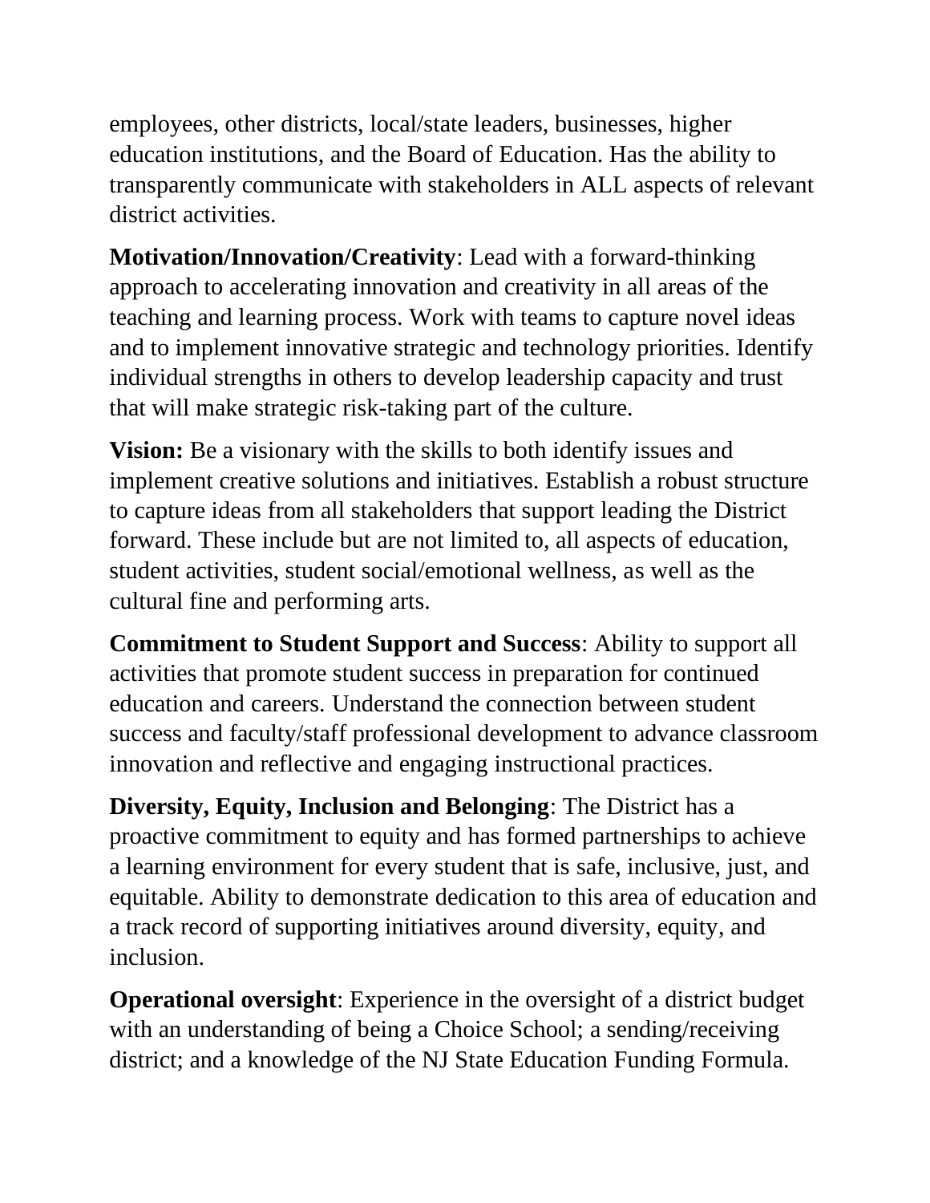employees, other districts, local/state leaders, businesses, higher education institutions, and the Board of Education. Has the ability to transparently communicate with stakeholders in ALL aspects of relevant district activities.

**Motivation/Innovation/Creativity**: Lead with a forward-thinking approach to accelerating innovation and creativity in all areas of the teaching and learning process. Work with teams to capture novel ideas and to implement innovative strategic and technology priorities. Identify individual strengths in others to develop leadership capacity and trust that will make strategic risk-taking part of the culture.

**Vision:** Be a visionary with the skills to both identify issues and implement creative solutions and initiatives. Establish a robust structure to capture ideas from all stakeholders that support leading the District forward. These include but are not limited to, all aspects of education, student activities, student social/emotional wellness, as well as the cultural fine and performing arts.

**Commitment to Student Support and Success**: Ability to support all activities that promote student success in preparation for continued education and careers. Understand the connection between student success and faculty/staff professional development to advance classroom innovation and reflective and engaging instructional practices.

**Diversity, Equity, Inclusion and Belonging**: The District has a proactive commitment to equity and has formed partnerships to achieve a learning environment for every student that is safe, inclusive, just, and equitable. Ability to demonstrate dedication to this area of education and a track record of supporting initiatives around diversity, equity, and inclusion.

**Operational oversight**: Experience in the oversight of a district budget with an understanding of being a Choice School; a sending/receiving district; and a knowledge of the NJ State Education Funding Formula.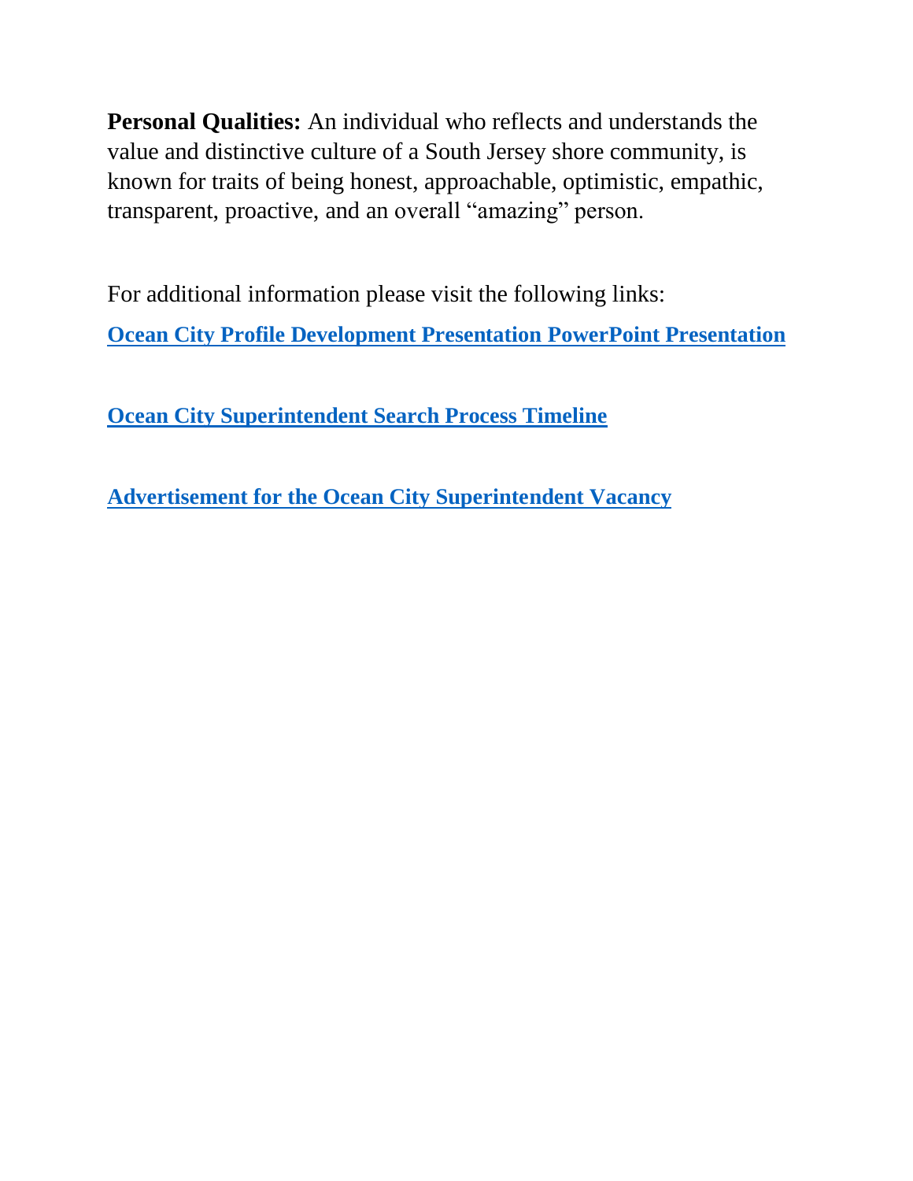**Personal Qualities:** An individual who reflects and understands the value and distinctive culture of a South Jersey shore community, is known for traits of being honest, approachable, optimistic, empathic, transparent, proactive, and an overall "amazing" person.

For additional information please visit the following links:

**Ocean City Profile Development Presentation PowerPoint Presentation**

**Ocean City Superintendent Search Process Timeline**

**Advertisement for the Ocean City Superintendent Vacancy**